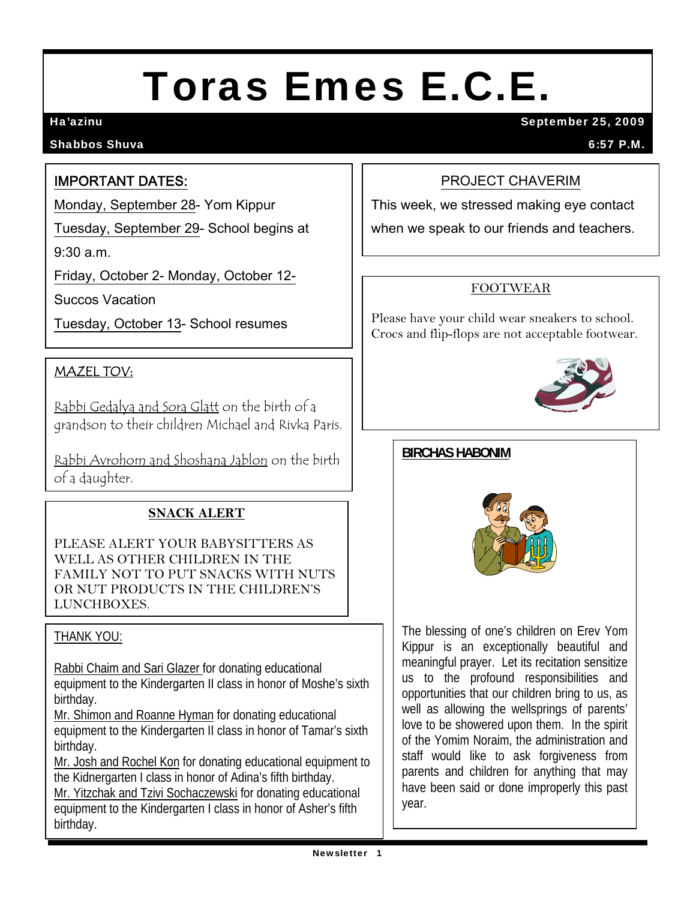# Toras Emes E.C.E.

**Ha'azinu** — **September 25, 2009**

**Shabbos Shuva** — **6:57 P.M.**

## IMPORTANT DATES:

Monday, September 28- Yom Kippur

Tuesday, September 29- School begins at 9:30 a.m.

Friday, October 2- Monday, October 12- Succos Vacation

Tuesday, October 13- School resumes

## MAZEL TOV:

Rabbi Gedalya and Sora Glatt on the birth of a grandson to their children Michael and Rivka Paris.

Rabbi Avrohom and Shoshana Jablon on the birth of a daughter.

## SNACK ALERT

PLEASE ALERT YOUR BABYSITTERS AS WELL AS OTHER CHILDREN IN THE FAMILY NOT TO PUT SNACKS WITH NUTS OR NUT PRODUCTS IN THE CHILDREN'S LUNCHBOXES.

## THANK YOU:

Rabbi Chaim and Sari Glazer for donating educational equipment to the Kindergarten II class in honor of Moshe's sixth birthday.

Mr. Shimon and Roanne Hyman for donating educational equipment to the Kindergarten II class in honor of Tamar's sixth birthday.

Mr. Josh and Rochel Kon for donating educational equipment to the Kidnergarten I class in honor of Adina's fifth birthday.

Mr. Yitzchak and Tzivi Sochaczewski for donating educational equipment to the Kindergarten I class in honor of Asher's fifth birthday.

## PROJECT CHAVERIM

This week, we stressed making eye contact when we speak to our friends and teachers.

## FOOTWEAR

Please have your child wear sneakers to school. Crocs and flip-flops are not acceptable footwear.

## BIRCHAS HABONIM

The blessing of one's children on Erev Yom Kippur is an exceptionally beautiful and meaningful prayer. Let its recitation sensitize us to the profound responsibilities and opportunities that our children bring to us, as well as allowing the wellsprings of parents' love to be showered upon them. In the spirit of the Yomim Noraim, the administration and staff would like to ask forgiveness from parents and children for anything that may have been said or done improperly this past year.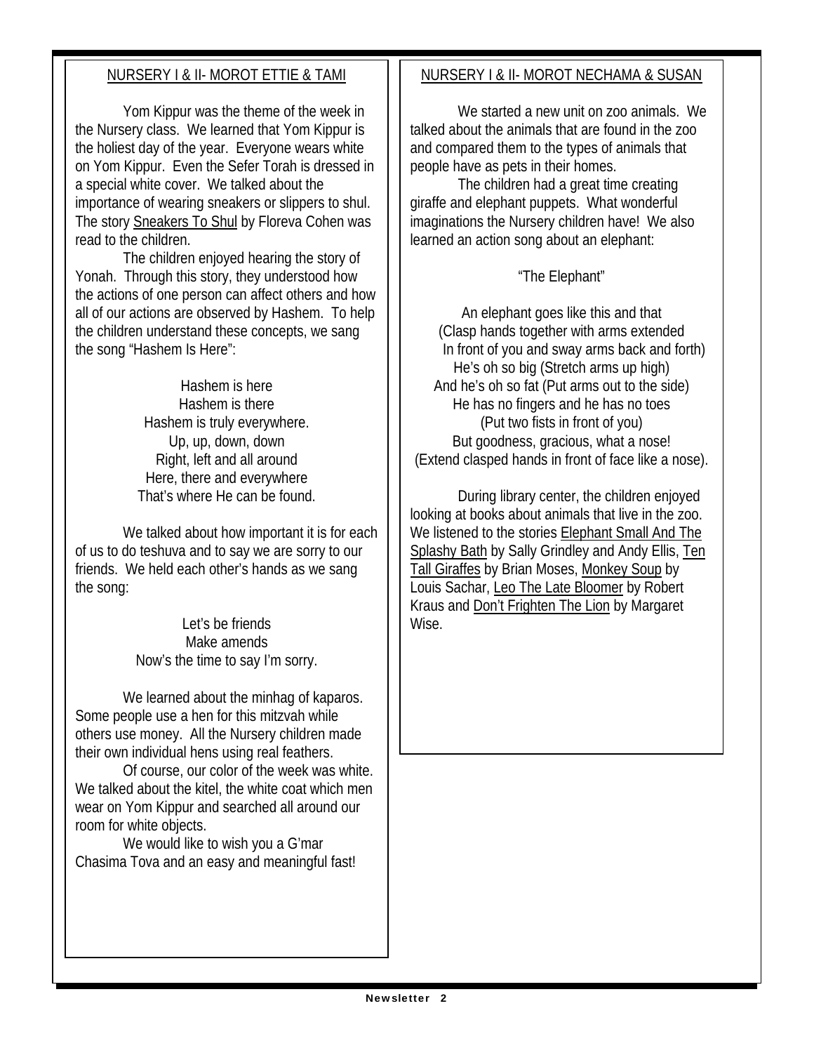## NURSERY I & II- MOROT ETTIE & TAMI

Yom Kippur was the theme of the week in the Nursery class. We learned that Yom Kippur is the holiest day of the year. Everyone wears white on Yom Kippur. Even the Sefer Torah is dressed in a special white cover. We talked about the importance of wearing sneakers or slippers to shul. The story Sneakers To Shul by Floreva Cohen was read to the children.

The children enjoyed hearing the story of Yonah. Through this story, they understood how the actions of one person can affect others and how all of our actions are observed by Hashem. To help the children understand these concepts, we sang the song "Hashem Is Here":

Hashem is here
Hashem is there
Hashem is truly everywhere.
Up, up, down, down
Right, left and all around
Here, there and everywhere
That's where He can be found.

We talked about how important it is for each of us to do teshuva and to say we are sorry to our friends. We held each other's hands as we sang the song:

Let's be friends
Make amends
Now's the time to say I'm sorry.

We learned about the minhag of kaparos. Some people use a hen for this mitzvah while others use money. All the Nursery children made their own individual hens using real feathers.

Of course, our color of the week was white. We talked about the kitel, the white coat which men wear on Yom Kippur and searched all around our room for white objects.

We would like to wish you a G'mar Chasima Tova and an easy and meaningful fast!

## NURSERY I & II- MOROT NECHAMA & SUSAN

We started a new unit on zoo animals. We talked about the animals that are found in the zoo and compared them to the types of animals that people have as pets in their homes.

The children had a great time creating giraffe and elephant puppets. What wonderful imaginations the Nursery children have! We also learned an action song about an elephant:

"The Elephant"

An elephant goes like this and that
(Clasp hands together with arms extended
In front of you and sway arms back and forth)
He's oh so big (Stretch arms up high)
And he's oh so fat (Put arms out to the side)
He has no fingers and he has no toes
(Put two fists in front of you)
But goodness, gracious, what a nose!
(Extend clasped hands in front of face like a nose).

During library center, the children enjoyed looking at books about animals that live in the zoo. We listened to the stories Elephant Small And The Splashy Bath by Sally Grindley and Andy Ellis, Ten Tall Giraffes by Brian Moses, Monkey Soup by Louis Sachar, Leo The Late Bloomer by Robert Kraus and Don't Frighten The Lion by Margaret Wise.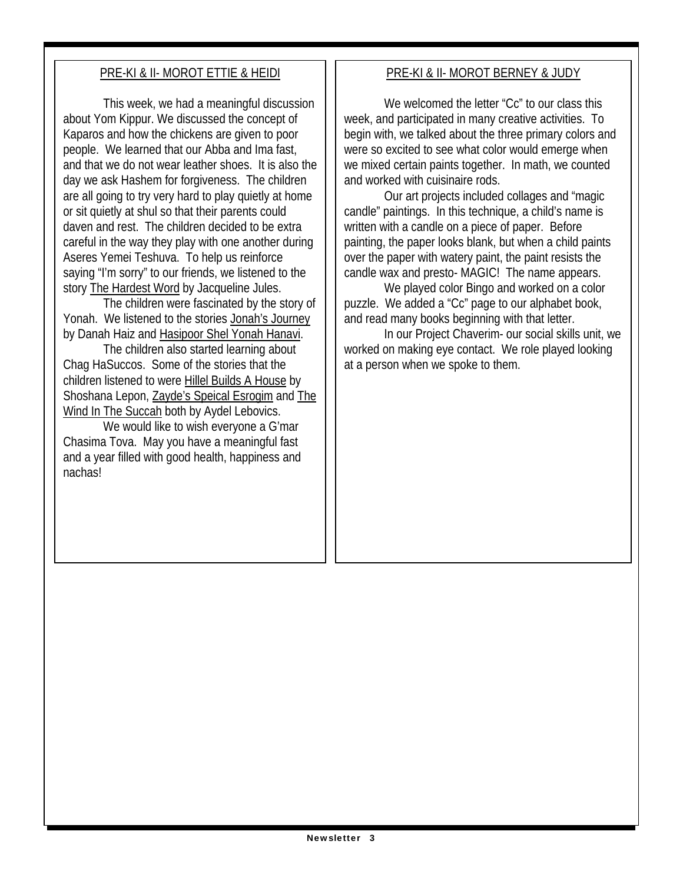## PRE-KI & II- MOROT ETTIE & HEIDI

This week, we had a meaningful discussion about Yom Kippur. We discussed the concept of Kaparos and how the chickens are given to poor people. We learned that our Abba and Ima fast, and that we do not wear leather shoes. It is also the day we ask Hashem for forgiveness. The children are all going to try very hard to play quietly at home or sit quietly at shul so that their parents could daven and rest. The children decided to be extra careful in the way they play with one another during Aseres Yemei Teshuva. To help us reinforce saying "I'm sorry" to our friends, we listened to the story The Hardest Word by Jacqueline Jules.

The children were fascinated by the story of Yonah. We listened to the stories Jonah's Journey by Danah Haiz and Hasipoor Shel Yonah Hanavi.

The children also started learning about Chag HaSuccos. Some of the stories that the children listened to were Hillel Builds A House by Shoshana Lepon, Zayde's Speical Esrogim and The Wind In The Succah both by Aydel Lebovics.

We would like to wish everyone a G'mar Chasima Tova. May you have a meaningful fast and a year filled with good health, happiness and nachas!

## PRE-KI & II- MOROT BERNEY & JUDY

We welcomed the letter "Cc" to our class this week, and participated in many creative activities. To begin with, we talked about the three primary colors and were so excited to see what color would emerge when we mixed certain paints together. In math, we counted and worked with cuisinaire rods.

Our art projects included collages and "magic candle" paintings. In this technique, a child's name is written with a candle on a piece of paper. Before painting, the paper looks blank, but when a child paints over the paper with watery paint, the paint resists the candle wax and presto- MAGIC! The name appears.

We played color Bingo and worked on a color puzzle. We added a "Cc" page to our alphabet book, and read many books beginning with that letter.

In our Project Chaverim- our social skills unit, we worked on making eye contact. We role played looking at a person when we spoke to them.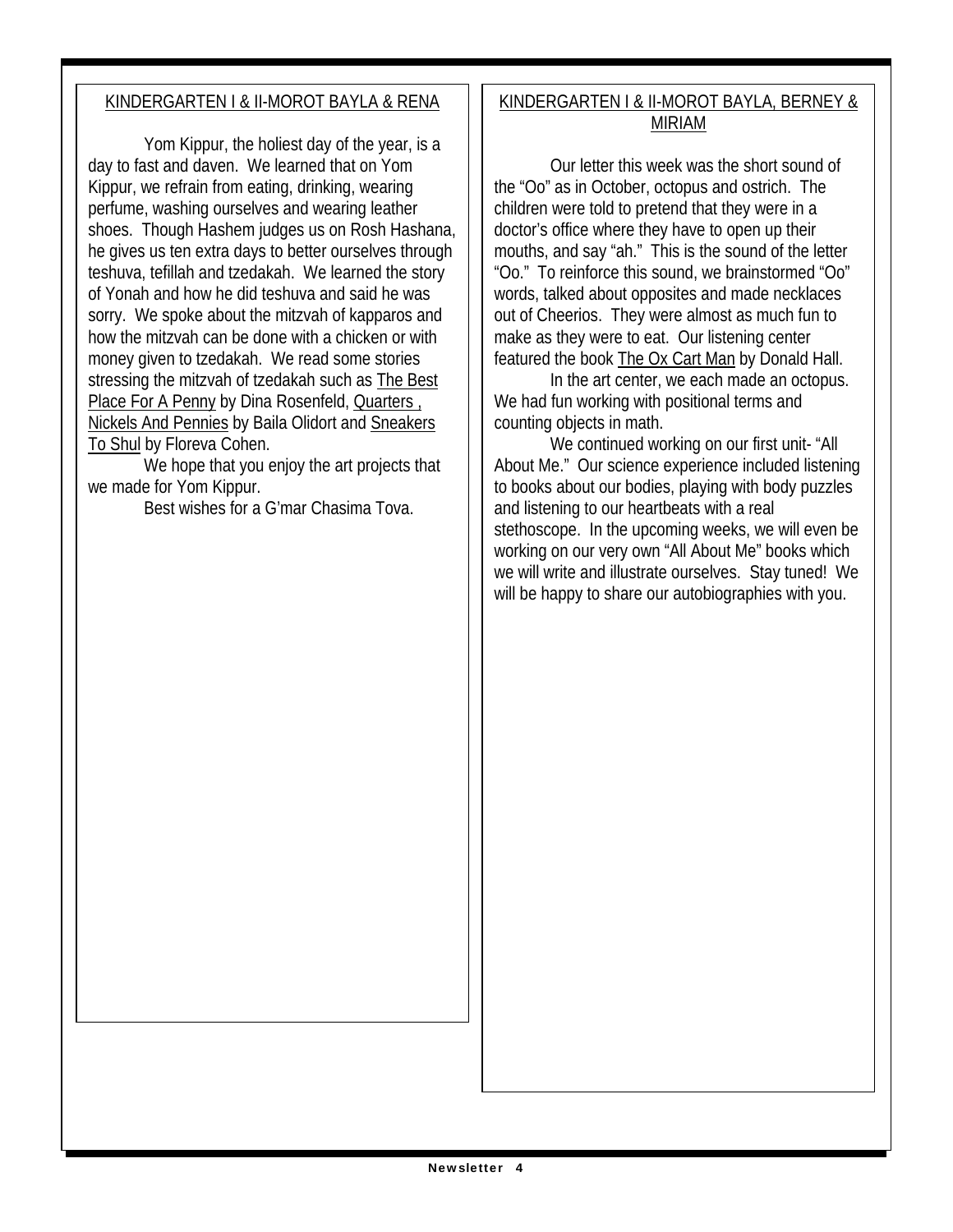## KINDERGARTEN I & II-MOROT BAYLA & RENA

Yom Kippur, the holiest day of the year, is a day to fast and daven. We learned that on Yom Kippur, we refrain from eating, drinking, wearing perfume, washing ourselves and wearing leather shoes. Though Hashem judges us on Rosh Hashana, he gives us ten extra days to better ourselves through teshuva, tefillah and tzedakah. We learned the story of Yonah and how he did teshuva and said he was sorry. We spoke about the mitzvah of kapparos and how the mitzvah can be done with a chicken or with money given to tzedakah. We read some stories stressing the mitzvah of tzedakah such as The Best Place For A Penny by Dina Rosenfeld, Quarters , Nickels And Pennies by Baila Olidort and Sneakers To Shul by Floreva Cohen.

We hope that you enjoy the art projects that we made for Yom Kippur.

Best wishes for a G'mar Chasima Tova.

## KINDERGARTEN I & II-MOROT BAYLA, BERNEY & MIRIAM

Our letter this week was the short sound of the "Oo" as in October, octopus and ostrich. The children were told to pretend that they were in a doctor's office where they have to open up their mouths, and say "ah." This is the sound of the letter "Oo." To reinforce this sound, we brainstormed "Oo" words, talked about opposites and made necklaces out of Cheerios. They were almost as much fun to make as they were to eat. Our listening center featured the book The Ox Cart Man by Donald Hall.

In the art center, we each made an octopus. We had fun working with positional terms and counting objects in math.

We continued working on our first unit- "All About Me." Our science experience included listening to books about our bodies, playing with body puzzles and listening to our heartbeats with a real stethoscope. In the upcoming weeks, we will even be working on our very own "All About Me" books which we will write and illustrate ourselves. Stay tuned! We will be happy to share our autobiographies with you.